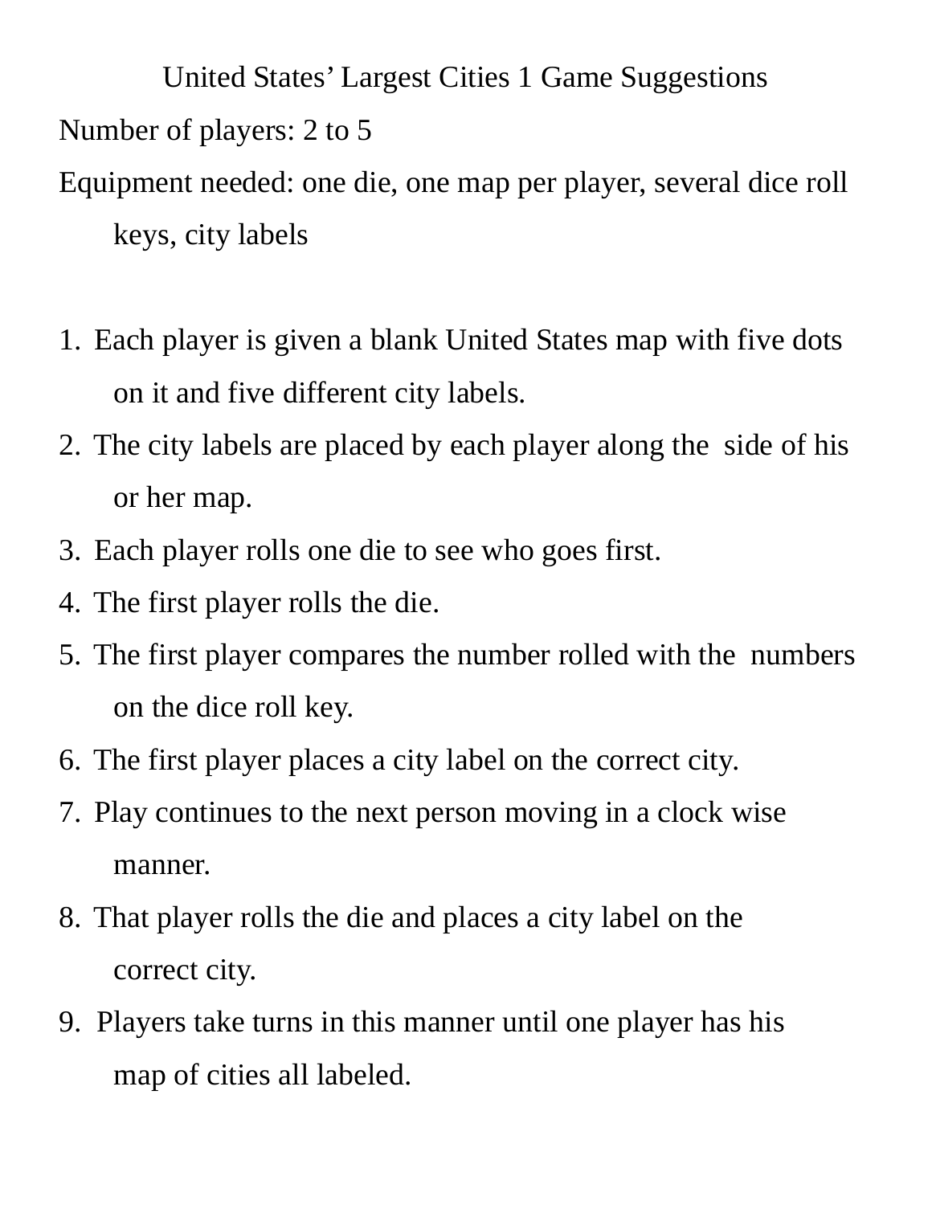# United States' Largest Cities 1 Game Suggestions

Number of players: 2 to 5

Equipment needed: one die, one map per player, several dice roll keys, city labels

1. Each player is given a blank United States map with five dots on it and five different city labels.
2. The city labels are placed by each player along the side of his or her map.
3. Each player rolls one die to see who goes first.
4. The first player rolls the die.
5. The first player compares the number rolled with the numbers on the dice roll key.
6. The first player places a city label on the correct city.
7. Play continues to the next person moving in a clock wise manner.
8. That player rolls the die and places a city label on the correct city.
9. Players take turns in this manner until one player has his map of cities all labeled.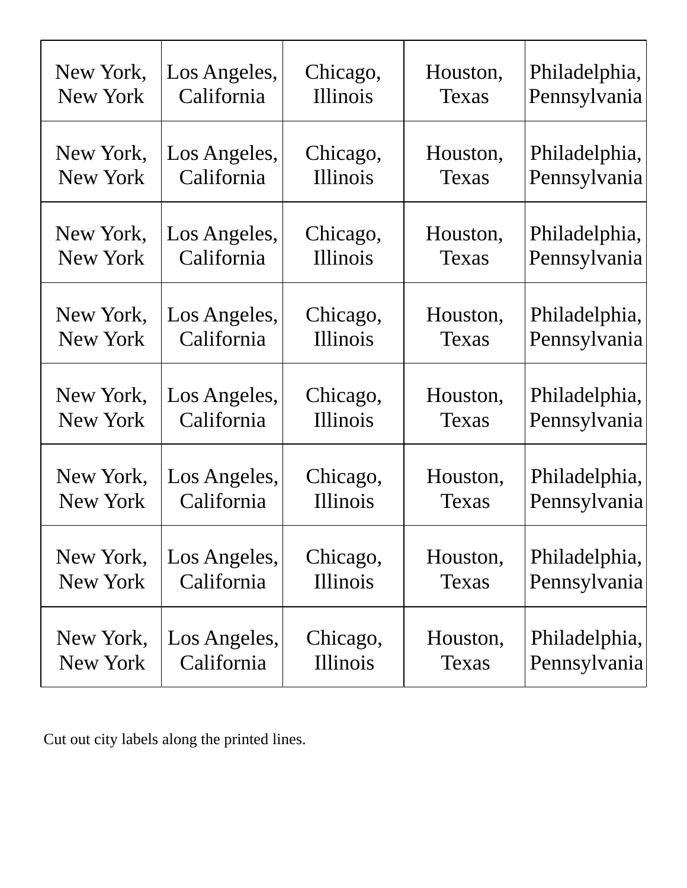| | | | | |
|---|---|---|---|---|
| New York, New York | Los Angeles, California | Chicago, Illinois | Houston, Texas | Philadelphia, Pennsylvania |
| New York, New York | Los Angeles, California | Chicago, Illinois | Houston, Texas | Philadelphia, Pennsylvania |
| New York, New York | Los Angeles, California | Chicago, Illinois | Houston, Texas | Philadelphia, Pennsylvania |
| New York, New York | Los Angeles, California | Chicago, Illinois | Houston, Texas | Philadelphia, Pennsylvania |
| New York, New York | Los Angeles, California | Chicago, Illinois | Houston, Texas | Philadelphia, Pennsylvania |
| New York, New York | Los Angeles, California | Chicago, Illinois | Houston, Texas | Philadelphia, Pennsylvania |
| New York, New York | Los Angeles, California | Chicago, Illinois | Houston, Texas | Philadelphia, Pennsylvania |
| New York, New York | Los Angeles, California | Chicago, Illinois | Houston, Texas | Philadelphia, Pennsylvania |

Cut out city labels along the printed lines.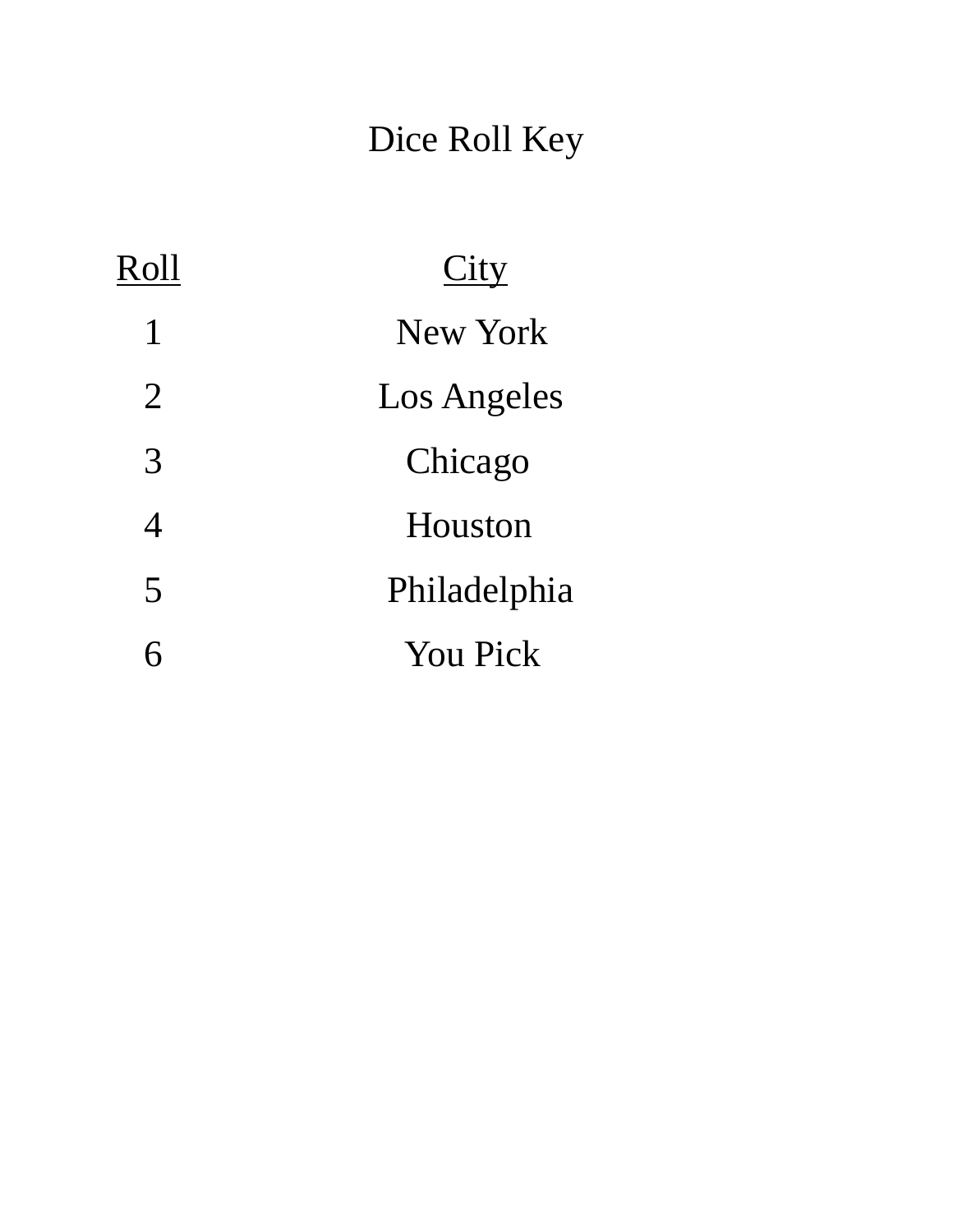# Dice Roll Key

| Roll | City |
| --- | --- |
| 1 | New York |
| 2 | Los Angeles |
| 3 | Chicago |
| 4 | Houston |
| 5 | Philadelphia |
| 6 | You Pick |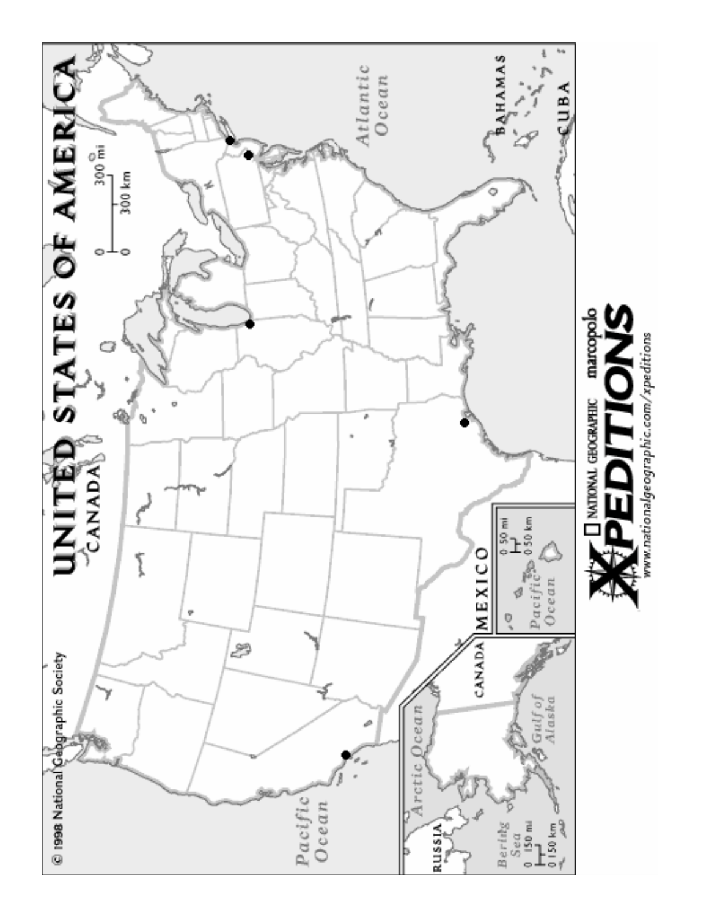© 1998 National Geographic Society

# UNITED STATES OF AMERICA

CANADA

Pacific Ocean

Atlantic Ocean

BAHAMAS

CUBA

MEXICO

0 300 mi
0 300 km

RUSSIA

Bering Sea

0 150 mi
0 150 km

Arctic Ocean

CANADA

Gulf of Alaska

0 50 mi
0 50 km

Pacific Ocean

NATIONAL GEOGRAPHIC marcopolo

XPEDITIONS

www.nationalgeographic.com/xpeditions